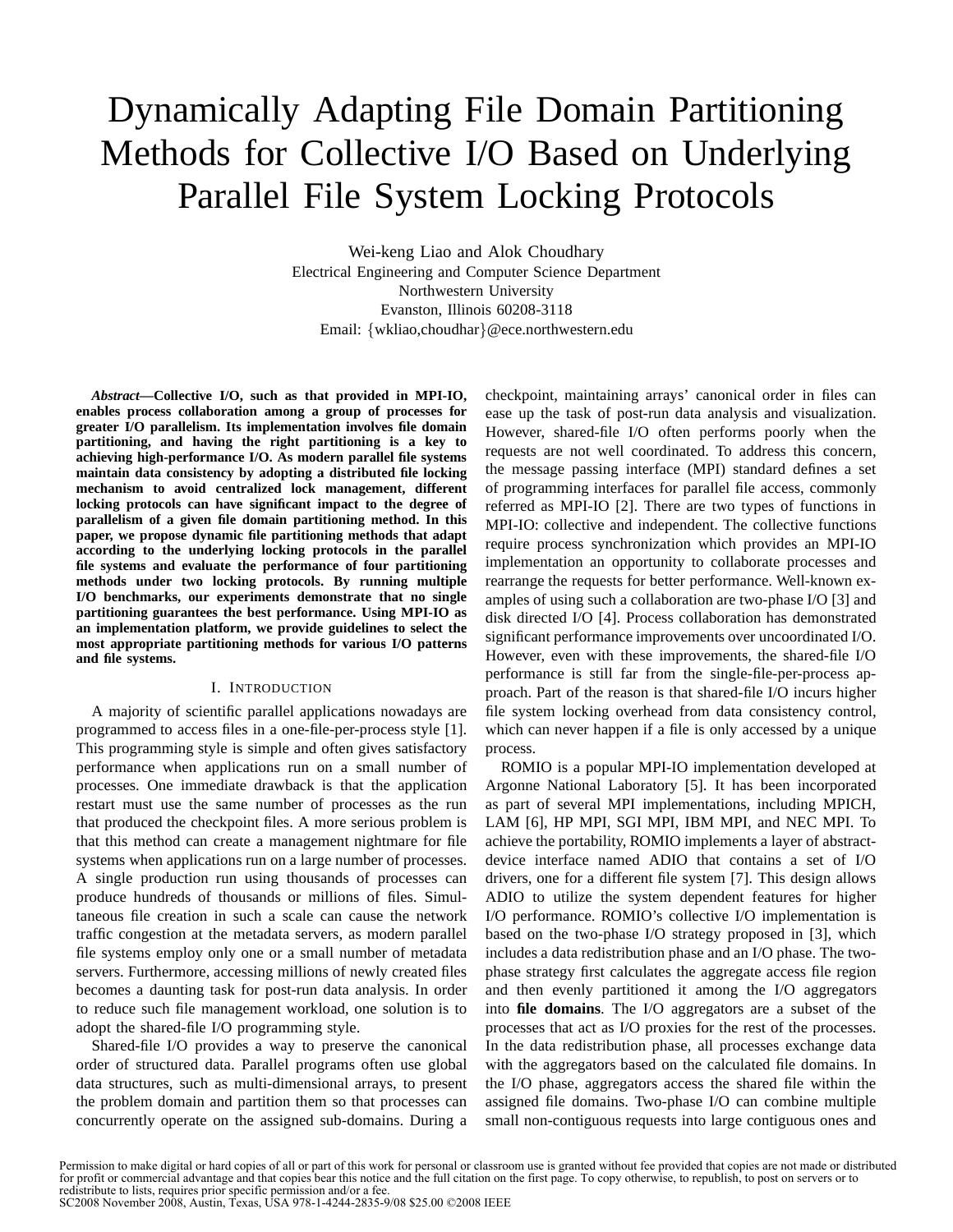# Dynamically Adapting File Domain Partitioning Methods for Collective I/O Based on Underlying Parallel File System Locking Protocols

Wei-keng Liao and Alok Choudhary
Electrical Engineering and Computer Science Department
Northwestern University
Evanston, Illinois 60208-3118
Email: {wkliao,choudhar}@ece.northwestern.edu

***Abstract*—Collective I/O, such as that provided in MPI-IO, enables process collaboration among a group of processes for greater I/O parallelism. Its implementation involves file domain partitioning, and having the right partitioning is a key to achieving high-performance I/O. As modern parallel file systems maintain data consistency by adopting a distributed file locking mechanism to avoid centralized lock management, different locking protocols can have significant impact to the degree of parallelism of a given file domain partitioning method. In this paper, we propose dynamic file partitioning methods that adapt according to the underlying locking protocols in the parallel file systems and evaluate the performance of four partitioning methods under two locking protocols. By running multiple I/O benchmarks, our experiments demonstrate that no single partitioning guarantees the best performance. Using MPI-IO as an implementation platform, we provide guidelines to select the most appropriate partitioning methods for various I/O patterns and file systems.**

## I. Introduction

A majority of scientific parallel applications nowadays are programmed to access files in a one-file-per-process style [1]. This programming style is simple and often gives satisfactory performance when applications run on a small number of processes. One immediate drawback is that the application restart must use the same number of processes as the run that produced the checkpoint files. A more serious problem is that this method can create a management nightmare for file systems when applications run on a large number of processes. A single production run using thousands of processes can produce hundreds of thousands or millions of files. Simultaneous file creation in such a scale can cause the network traffic congestion at the metadata servers, as modern parallel file systems employ only one or a small number of metadata servers. Furthermore, accessing millions of newly created files becomes a daunting task for post-run data analysis. In order to reduce such file management workload, one solution is to adopt the shared-file I/O programming style.

Shared-file I/O provides a way to preserve the canonical order of structured data. Parallel programs often use global data structures, such as multi-dimensional arrays, to present the problem domain and partition them so that processes can concurrently operate on the assigned sub-domains. During a checkpoint, maintaining arrays' canonical order in files can ease up the task of post-run data analysis and visualization. However, shared-file I/O often performs poorly when the requests are not well coordinated. To address this concern, the message passing interface (MPI) standard defines a set of programming interfaces for parallel file access, commonly referred as MPI-IO [2]. There are two types of functions in MPI-IO: collective and independent. The collective functions require process synchronization which provides an MPI-IO implementation an opportunity to collaborate processes and rearrange the requests for better performance. Well-known examples of using such a collaboration are two-phase I/O [3] and disk directed I/O [4]. Process collaboration has demonstrated significant performance improvements over uncoordinated I/O. However, even with these improvements, the shared-file I/O performance is still far from the single-file-per-process approach. Part of the reason is that shared-file I/O incurs higher file system locking overhead from data consistency control, which can never happen if a file is only accessed by a unique process.

ROMIO is a popular MPI-IO implementation developed at Argonne National Laboratory [5]. It has been incorporated as part of several MPI implementations, including MPICH, LAM [6], HP MPI, SGI MPI, IBM MPI, and NEC MPI. To achieve the portability, ROMIO implements a layer of abstract-device interface named ADIO that contains a set of I/O drivers, one for a different file system [7]. This design allows ADIO to utilize the system dependent features for higher I/O performance. ROMIO's collective I/O implementation is based on the two-phase I/O strategy proposed in [3], which includes a data redistribution phase and an I/O phase. The two-phase strategy first calculates the aggregate access file region and then evenly partitioned it among the I/O aggregators into **file domains**. The I/O aggregators are a subset of the processes that act as I/O proxies for the rest of the processes. In the data redistribution phase, all processes exchange data with the aggregators based on the calculated file domains. In the I/O phase, aggregators access the shared file within the assigned file domains. Two-phase I/O can combine multiple small non-contiguous requests into large contiguous ones and

Permission to make digital or hard copies of all or part of this work for personal or classroom use is granted without fee provided that copies are not made or distributed for profit or commercial advantage and that copies bear this notice and the full citation on the first page. To copy otherwise, to republish, to post on servers or to redistribute to lists, requires prior specific permission and/or a fee.
SC2008 November 2008, Austin, Texas, USA 978-1-4244-2835-9/08 $25.00 ©2008 IEEE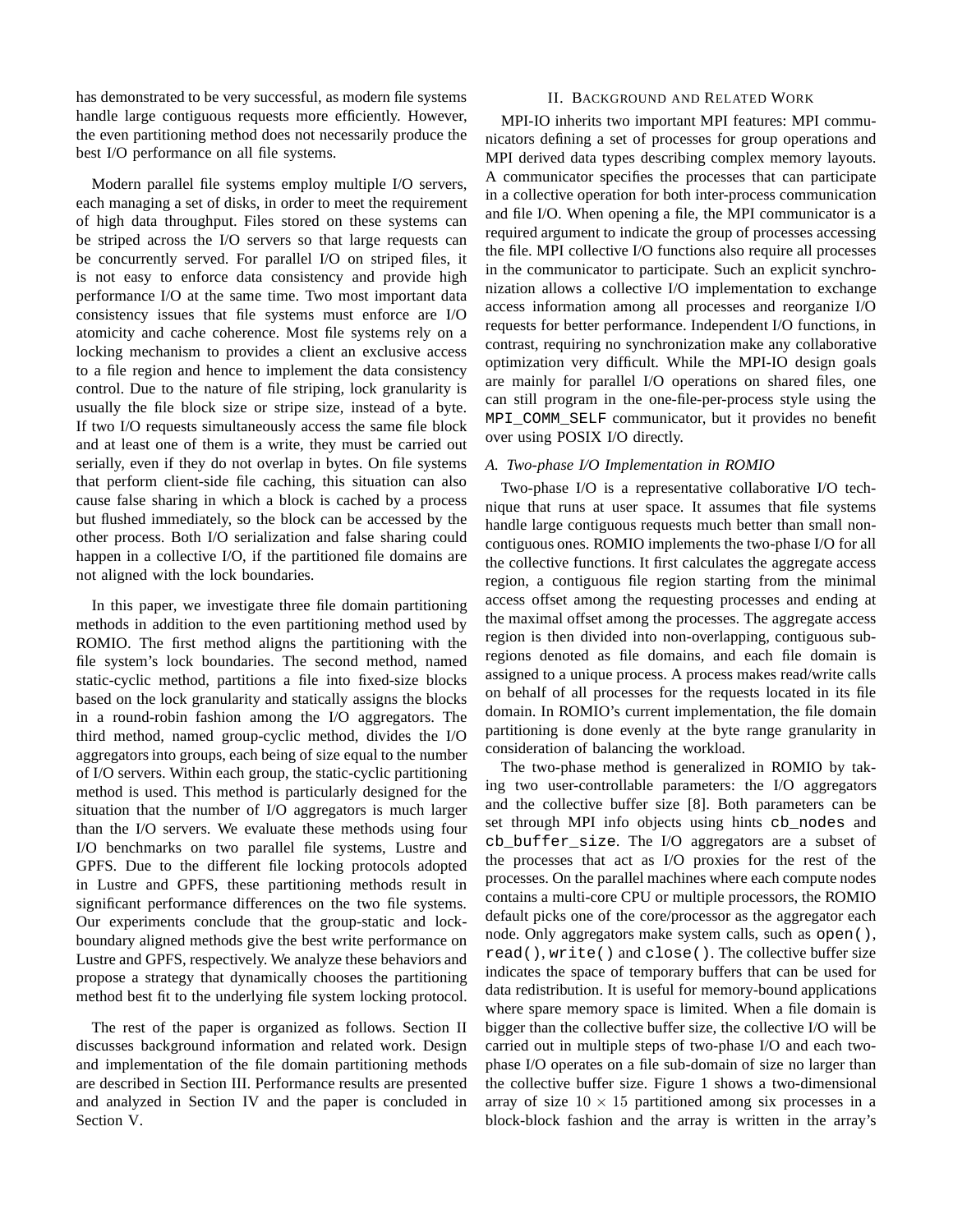has demonstrated to be very successful, as modern file systems handle large contiguous requests more efficiently. However, the even partitioning method does not necessarily produce the best I/O performance on all file systems.

Modern parallel file systems employ multiple I/O servers, each managing a set of disks, in order to meet the requirement of high data throughput. Files stored on these systems can be striped across the I/O servers so that large requests can be concurrently served. For parallel I/O on striped files, it is not easy to enforce data consistency and provide high performance I/O at the same time. Two most important data consistency issues that file systems must enforce are I/O atomicity and cache coherence. Most file systems rely on a locking mechanism to provides a client an exclusive access to a file region and hence to implement the data consistency control. Due to the nature of file striping, lock granularity is usually the file block size or stripe size, instead of a byte. If two I/O requests simultaneously access the same file block and at least one of them is a write, they must be carried out serially, even if they do not overlap in bytes. On file systems that perform client-side file caching, this situation can also cause false sharing in which a block is cached by a process but flushed immediately, so the block can be accessed by the other process. Both I/O serialization and false sharing could happen in a collective I/O, if the partitioned file domains are not aligned with the lock boundaries.

In this paper, we investigate three file domain partitioning methods in addition to the even partitioning method used by ROMIO. The first method aligns the partitioning with the file system's lock boundaries. The second method, named static-cyclic method, partitions a file into fixed-size blocks based on the lock granularity and statically assigns the blocks in a round-robin fashion among the I/O aggregators. The third method, named group-cyclic method, divides the I/O aggregators into groups, each being of size equal to the number of I/O servers. Within each group, the static-cyclic partitioning method is used. This method is particularly designed for the situation that the number of I/O aggregators is much larger than the I/O servers. We evaluate these methods using four I/O benchmarks on two parallel file systems, Lustre and GPFS. Due to the different file locking protocols adopted in Lustre and GPFS, these partitioning methods result in significant performance differences on the two file systems. Our experiments conclude that the group-static and lock-boundary aligned methods give the best write performance on Lustre and GPFS, respectively. We analyze these behaviors and propose a strategy that dynamically chooses the partitioning method best fit to the underlying file system locking protocol.

The rest of the paper is organized as follows. Section II discusses background information and related work. Design and implementation of the file domain partitioning methods are described in Section III. Performance results are presented and analyzed in Section IV and the paper is concluded in Section V.

## II. Background and Related Work

MPI-IO inherits two important MPI features: MPI communicators defining a set of processes for group operations and MPI derived data types describing complex memory layouts. A communicator specifies the processes that can participate in a collective operation for both inter-process communication and file I/O. When opening a file, the MPI communicator is a required argument to indicate the group of processes accessing the file. MPI collective I/O functions also require all processes in the communicator to participate. Such an explicit synchronization allows a collective I/O implementation to exchange access information among all processes and reorganize I/O requests for better performance. Independent I/O functions, in contrast, requiring no synchronization make any collaborative optimization very difficult. While the MPI-IO design goals are mainly for parallel I/O operations on shared files, one can still program in the one-file-per-process style using the `MPI_COMM_SELF` communicator, but it provides no benefit over using POSIX I/O directly.

### A. Two-phase I/O Implementation in ROMIO

Two-phase I/O is a representative collaborative I/O technique that runs at user space. It assumes that file systems handle large contiguous requests much better than small non-contiguous ones. ROMIO implements the two-phase I/O for all the collective functions. It first calculates the aggregate access region, a contiguous file region starting from the minimal access offset among the requesting processes and ending at the maximal offset among the processes. The aggregate access region is then divided into non-overlapping, contiguous sub-regions denoted as file domains, and each file domain is assigned to a unique process. A process makes read/write calls on behalf of all processes for the requests located in its file domain. In ROMIO's current implementation, the file domain partitioning is done evenly at the byte range granularity in consideration of balancing the workload.

The two-phase method is generalized in ROMIO by taking two user-controllable parameters: the I/O aggregators and the collective buffer size [8]. Both parameters can be set through MPI info objects using hints `cb_nodes` and `cb_buffer_size`. The I/O aggregators are a subset of the processes that act as I/O proxies for the rest of the processes. On the parallel machines where each compute node contains a multi-core CPU or multiple processors, the ROMIO default picks one of the core/processor as the aggregator each node. Only aggregators make system calls, such as `open()`, `read()`, `write()` and `close()`. The collective buffer size indicates the space of temporary buffers that can be used for data redistribution. It is useful for memory-bound applications where spare memory space is limited. When a file domain is bigger than the collective buffer size, the collective I/O will be carried out in multiple steps of two-phase I/O and each two-phase I/O operates on a file sub-domain of size no larger than the collective buffer size. Figure 1 shows a two-dimensional array of size $10 \times 15$ partitioned among six processes in a block-block fashion and the array is written in the array's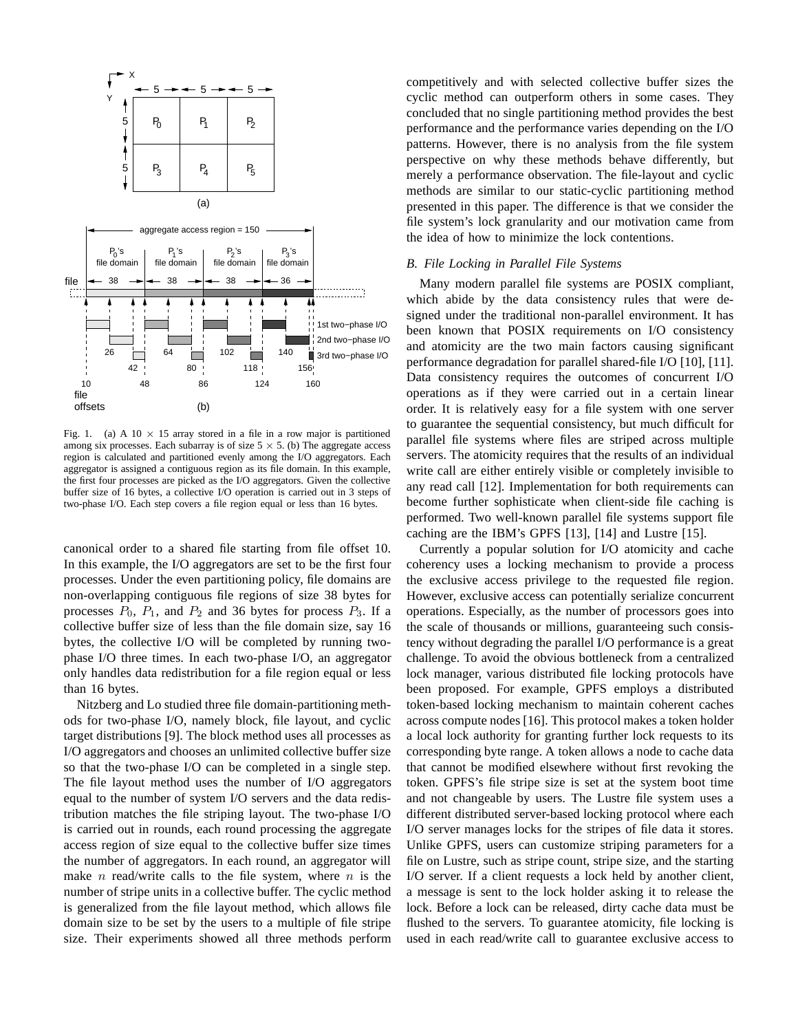X

Y

5 5 5

5 P0 P1 P2

5 P3 P4 P5

(a)

aggregate access region = 150

P0's file domain | P1's file domain | P2's file domain | P3's file domain

file 38 38 38 36

1st two-phase I/O

2nd two-phase I/O

3rd two-phase I/O

26 64 102 140

42 80 118 156

10 48 86 124 160

file offsets

(b)

Fig. 1. (a) A $10 \times 15$ array stored in a file in a row major is partitioned among six processes. Each subarray is of size $5 \times 5$. (b) The aggregate access region is calculated and partitioned evenly among the I/O aggregators. Each aggregator is assigned a contiguous region as its file domain. In this example, the first four processes are picked as the I/O aggregators. Given the collective buffer size of 16 bytes, a collective I/O operation is carried out in 3 steps of two-phase I/O. Each step covers a file region equal or less than 16 bytes.

canonical order to a shared file starting from file offset 10. In this example, the I/O aggregators are set to be the first four processes. Under the even partitioning policy, file domains are non-overlapping contiguous file regions of size 38 bytes for processes $P_0$, $P_1$, and $P_2$ and 36 bytes for process $P_3$. If a collective buffer size of less than the file domain size, say 16 bytes, the collective I/O will be completed by running two-phase I/O three times. In each two-phase I/O, an aggregator only handles data redistribution for a file region equal or less than 16 bytes.

Nitzberg and Lo studied three file domain-partitioning methods for two-phase I/O, namely block, file layout, and cyclic target distributions [9]. The block method uses all processes as I/O aggregators and chooses an unlimited collective buffer size so that the two-phase I/O can be completed in a single step. The file layout method uses the number of I/O aggregators equal to the number of system I/O servers and the data redistribution matches the file striping layout. The two-phase I/O is carried out in rounds, each round processing the aggregate access region of size equal to the collective buffer size times the number of aggregators. In each round, an aggregator will make $n$ read/write calls to the file system, where $n$ is the number of stripe units in a collective buffer. The cyclic method is generalized from the file layout method, which allows file domain size to be set by the users to a multiple of file stripe size. Their experiments showed all three methods perform competitively and with selected collective buffer sizes the cyclic method can outperform others in some cases. They concluded that no single partitioning method provides the best performance and the performance varies depending on the I/O patterns. However, there is no analysis from the file system perspective on why these methods behave differently, but merely a performance observation. The file-layout and cyclic methods are similar to our static-cyclic partitioning method presented in this paper. The difference is that we consider the file system's lock granularity and our motivation came from the idea of how to minimize the lock contentions.

### *B. File Locking in Parallel File Systems*

Many modern parallel file systems are POSIX compliant, which abide by the data consistency rules that were designed under the traditional non-parallel environment. It has been known that POSIX requirements on I/O consistency and atomicity are the two main factors causing significant performance degradation for parallel shared-file I/O [10], [11]. Data consistency requires the outcomes of concurrent I/O operations as if they were carried out in a certain linear order. It is relatively easy for a file system with one server to guarantee the sequential consistency, but much difficult for parallel file systems where files are striped across multiple servers. The atomicity requires that the results of an individual write call are either entirely visible or completely invisible to any read call [12]. Implementation for both requirements can become further sophisticate when client-side file caching is performed. Two well-known parallel file systems support file caching are the IBM's GPFS [13], [14] and Lustre [15].

Currently a popular solution for I/O atomicity and cache coherency uses a locking mechanism to provide a process the exclusive access privilege to the requested file region. However, exclusive access can potentially serialize concurrent operations. Especially, as the number of processors goes into the scale of thousands or millions, guaranteeing such consistency without degrading the parallel I/O performance is a great challenge. To avoid the obvious bottleneck from a centralized lock manager, various distributed file locking protocols have been proposed. For example, GPFS employs a distributed token-based locking mechanism to maintain coherent caches across compute nodes [16]. This protocol makes a token holder a local lock authority for granting further lock requests to its corresponding byte range. A token allows a node to cache data that cannot be modified elsewhere without first revoking the token. GPFS's file stripe size is set at the system boot time and not changeable by users. The Lustre file system uses a different distributed server-based locking protocol where each I/O server manages locks for the stripes of file data it stores. Unlike GPFS, users can customize striping parameters for a file on Lustre, such as stripe count, stripe size, and the starting I/O server. If a client requests a lock held by another client, a message is sent to the lock holder asking it to release the lock. Before a lock can be released, dirty cache data must be flushed to the servers. To guarantee atomicity, file locking is used in each read/write call to guarantee exclusive access to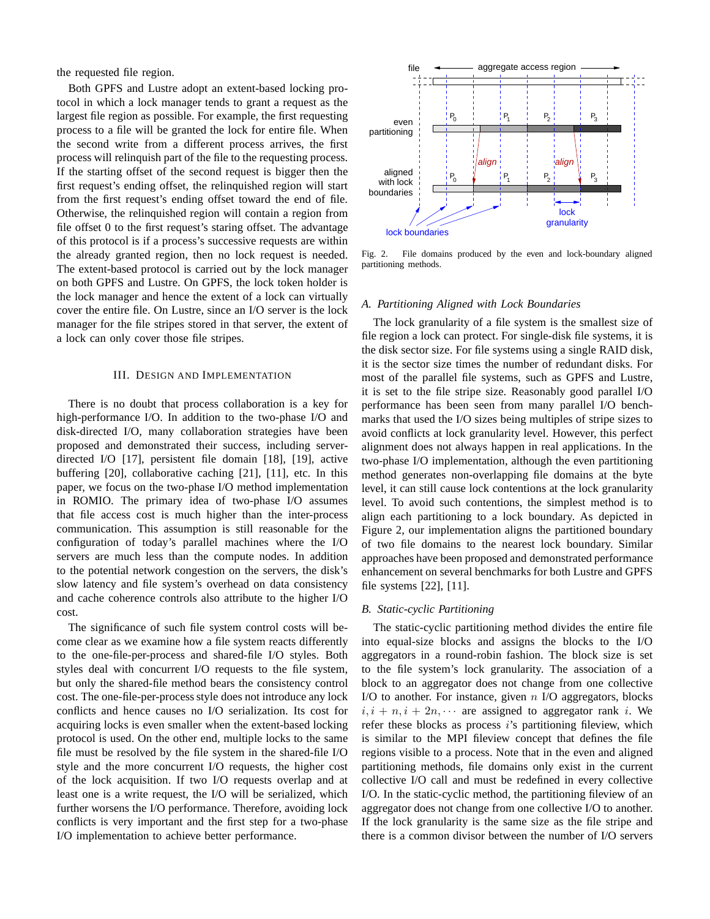the requested file region.

Both GPFS and Lustre adopt an extent-based locking protocol in which a lock manager tends to grant a request as the largest file region as possible. For example, the first requesting process to a file will be granted the lock for entire file. When the second write from a different process arrives, the first process will relinquish part of the file to the requesting process. If the starting offset of the second request is bigger then the first request's ending offset, the relinquished region will start from the first request's ending offset toward the end of file. Otherwise, the relinquished region will contain a region from file offset 0 to the first request's staring offset. The advantage of this protocol is if a process's successive requests are within the already granted region, then no lock request is needed. The extent-based protocol is carried out by the lock manager on both GPFS and Lustre. On GPFS, the lock token holder is the lock manager and hence the extent of a lock can virtually cover the entire file. On Lustre, since an I/O server is the lock manager for the file stripes stored in that server, the extent of a lock can only cover those file stripes.

## III. Design and Implementation

There is no doubt that process collaboration is a key for high-performance I/O. In addition to the two-phase I/O and disk-directed I/O, many collaboration strategies have been proposed and demonstrated their success, including server-directed I/O [17], persistent file domain [18], [19], active buffering [20], collaborative caching [21], [11], etc. In this paper, we focus on the two-phase I/O method implementation in ROMIO. The primary idea of two-phase I/O assumes that file access cost is much higher than the inter-process communication. This assumption is still reasonable for the configuration of today's parallel machines where the I/O servers are much less than the compute nodes. In addition to the potential network congestion on the servers, the disk's slow latency and file system's overhead on data consistency and cache coherence controls also attribute to the higher I/O cost.

The significance of such file system control costs will become clear as we examine how a file system reacts differently to the one-file-per-process and shared-file I/O styles. Both styles deal with concurrent I/O requests to the file system, but only the shared-file method bears the consistency control cost. The one-file-per-process style does not introduce any lock conflicts and hence causes no I/O serialization. Its cost for acquiring locks is even smaller when the extent-based locking protocol is used. On the other end, multiple locks to the same file must be resolved by the file system in the shared-file I/O style and the more concurrent I/O requests, the higher cost of the lock acquisition. If two I/O requests overlap and at least one is a write request, the I/O will be serialized, which further worsens the I/O performance. Therefore, avoiding lock conflicts is very important and the first step for a two-phase I/O implementation to achieve better performance.

Fig. 2. File domains produced by the even and lock-boundary aligned partitioning methods.

### A. Partitioning Aligned with Lock Boundaries

The lock granularity of a file system is the smallest size of file region a lock can protect. For single-disk file systems, it is the disk sector size. For file systems using a single RAID disk, it is the sector size times the number of redundant disks. For most of the parallel file systems, such as GPFS and Lustre, it is set to the file stripe size. Reasonably good parallel I/O performance has been seen from many parallel I/O benchmarks that used the I/O sizes being multiples of stripe sizes to avoid conflicts at lock granularity level. However, this perfect alignment does not always happen in real applications. In the two-phase I/O implementation, although the even partitioning method generates non-overlapping file domains at the byte level, it can still cause lock contentions at the lock granularity level. To avoid such contentions, the simplest method is to align each partitioning to a lock boundary. As depicted in Figure 2, our implementation aligns the partitioned boundary of two file domains to the nearest lock boundary. Similar approaches have been proposed and demonstrated performance enhancement on several benchmarks for both Lustre and GPFS file systems [22], [11].

### B. Static-cyclic Partitioning

The static-cyclic partitioning method divides the entire file into equal-size blocks and assigns the blocks to the I/O aggregators in a round-robin fashion. The block size is set to the file system's lock granularity. The association of a block to an aggregator does not change from one collective I/O to another. For instance, given $n$ I/O aggregators, blocks $i, i+n, i+2n, \cdots$ are assigned to aggregator rank $i$. We refer these blocks as process $i$'s partitioning fileview, which is similar to the MPI fileview concept that defines the file regions visible to a process. Note that in the even and aligned partitioning methods, file domains only exist in the current collective I/O call and must be redefined in every collective I/O. In the static-cyclic method, the partitioning fileview of an aggregator does not change from one collective I/O to another. If the lock granularity is the same size as the file stripe and there is a common divisor between the number of I/O servers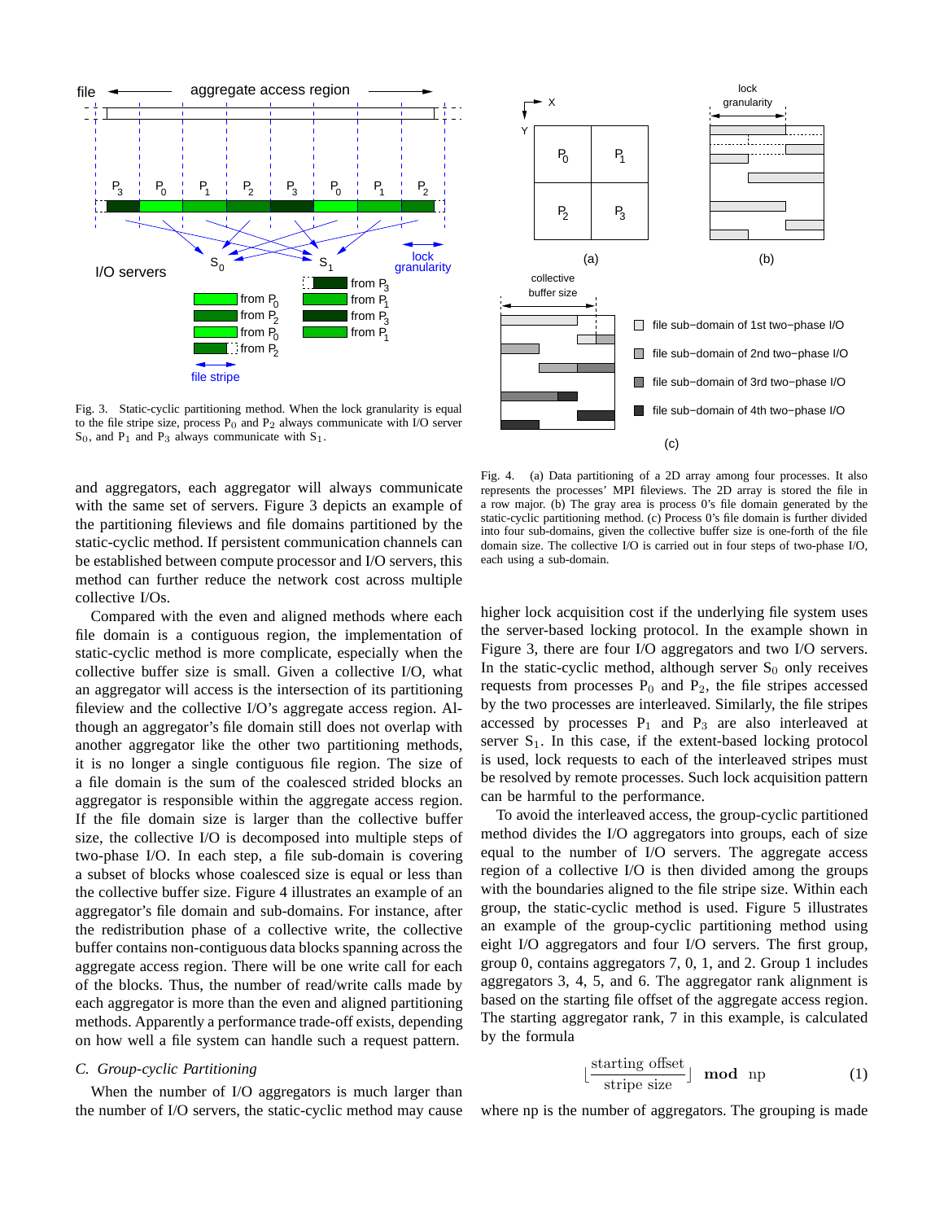file aggregate access region

$P_3$ $P_0$ $P_1$ $P_2$ $P_3$ $P_0$ $P_1$ $P_2$

I/O servers

$S_0$ $S_1$

lock granularity

from $P_0$
from $P_2$
from $P_0$
from $P_2$

from $P_3$
from $P_1$
from $P_3$
from $P_1$

file stripe

Fig. 3. Static-cyclic partitioning method. When the lock granularity is equal to the file stripe size, process $P_0$ and $P_2$ always communicate with I/O server $S_0$, and $P_1$ and $P_3$ always communicate with $S_1$.

X
Y

$P_0$ $P_1$
$P_2$ $P_3$

(a)

lock granularity

(b)

collective buffer size

(c)

file sub−domain of 1st two−phase I/O
file sub−domain of 2nd two−phase I/O
file sub−domain of 3rd two−phase I/O
file sub−domain of 4th two−phase I/O

Fig. 4. (a) Data partitioning of a 2D array among four processes. It also represents the processes' MPI fileviews. The 2D array is stored the file in a row major. (b) The gray area is process 0's file domain generated by the static-cyclic partitioning method. (c) Process 0's file domain is further divided into four sub-domains, given the collective buffer size is one-forth of the file domain size. The collective I/O is carried out in four steps of two-phase I/O, each using a sub-domain.

and aggregators, each aggregator will always communicate with the same set of servers. Figure 3 depicts an example of the partitioning fileviews and file domains partitioned by the static-cyclic method. If persistent communication channels can be established between compute processor and I/O servers, this method can further reduce the network cost across multiple collective I/Os.

Compared with the even and aligned methods where each file domain is a contiguous region, the implementation of static-cyclic method is more complicate, especially when the collective buffer size is small. Given a collective I/O, what an aggregator will access is the intersection of its partitioning fileview and the collective I/O's aggregate access region. Although an aggregator's file domain still does not overlap with another aggregator like the other two partitioning methods, it is no longer a single contiguous file region. The size of a file domain is the sum of the coalesced strided blocks an aggregator is responsible within the aggregate access region. If the file domain size is larger than the collective buffer size, the collective I/O is decomposed into multiple steps of two-phase I/O. In each step, a file sub-domain is covering a subset of blocks whose coalesced size is equal or less than the collective buffer size. Figure 4 illustrates an example of an aggregator's file domain and sub-domains. For instance, after the redistribution phase of a collective write, the collective buffer contains non-contiguous data blocks spanning across the aggregate access region. There will be one write call for each of the blocks. Thus, the number of read/write calls made by each aggregator is more than the even and aligned partitioning methods. Apparently a performance trade-off exists, depending on how well a file system can handle such a request pattern.

### *C. Group-cyclic Partitioning*

When the number of I/O aggregators is much larger than the number of I/O servers, the static-cyclic method may cause higher lock acquisition cost if the underlying file system uses the server-based locking protocol. In the example shown in Figure 3, there are four I/O aggregators and two I/O servers. In the static-cyclic method, although server $S_0$ only receives requests from processes $P_0$ and $P_2$, the file stripes accessed by the two processes are interleaved. Similarly, the file stripes accessed by processes $P_1$ and $P_3$ are also interleaved at server $S_1$. In this case, if the extent-based locking protocol is used, lock requests to each of the interleaved stripes must be resolved by remote processes. Such lock acquisition pattern can be harmful to the performance.

To avoid the interleaved access, the group-cyclic partitioned method divides the I/O aggregators into groups, each of size equal to the number of I/O servers. The aggregate access region of a collective I/O is then divided among the groups with the boundaries aligned to the file stripe size. Within each group, the static-cyclic method is used. Figure 5 illustrates an example of the group-cyclic partitioning method using eight I/O aggregators and four I/O servers. The first group, group 0, contains aggregators 7, 0, 1, and 2. Group 1 includes aggregators 3, 4, 5, and 6. The aggregator rank alignment is based on the starting file offset of the aggregate access region. The starting aggregator rank, 7 in this example, is calculated by the formula

$$\left\lfloor \frac{\text{starting offset}}{\text{stripe size}} \right\rfloor \ \mathbf{mod} \ \text{np} \tag{1}$$

where np is the number of aggregators. The grouping is made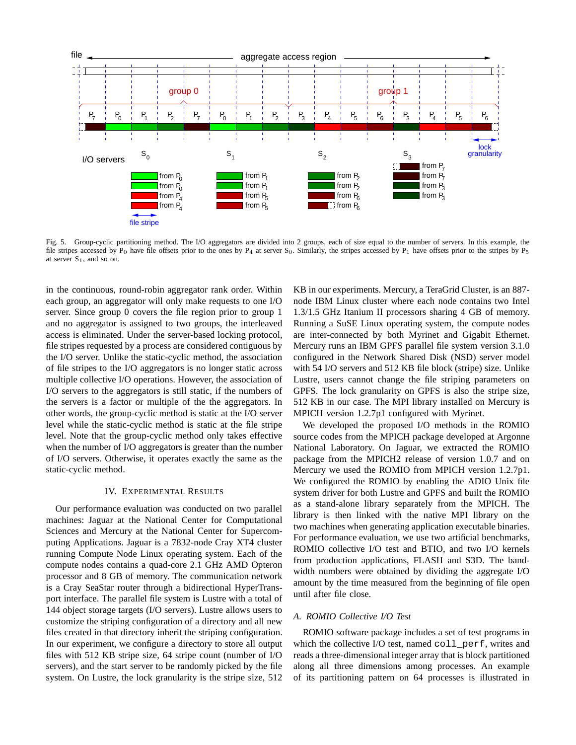Fig. 5. Group-cyclic partitioning method. The I/O aggregators are divided into 2 groups, each of size equal to the number of servers. In this example, the file stripes accessed by $P_0$ have file offsets prior to the ones by $P_4$ at server $S_0$. Similarly, the stripes accessed by $P_1$ have offsets prior to the stripes by $P_5$ at server $S_1$, and so on.

in the continuous, round-robin aggregator rank order. Within each group, an aggregator will only make requests to one I/O server. Since group 0 covers the file region prior to group 1 and no aggregator is assigned to two groups, the interleaved access is eliminated. Under the server-based locking protocol, file stripes requested by a process are considered contiguous by the I/O server. Unlike the static-cyclic method, the association of file stripes to the I/O aggregators is no longer static across multiple collective I/O operations. However, the association of I/O servers to the aggregators is still static, if the numbers of the servers is a factor or multiple of the the aggregators. In other words, the group-cyclic method is static at the I/O server level while the static-cyclic method is static at the file stripe level. Note that the group-cyclic method only takes effective when the number of I/O aggregators is greater than the number of I/O servers. Otherwise, it operates exactly the same as the static-cyclic method.

## IV. Experimental Results

Our performance evaluation was conducted on two parallel machines: Jaguar at the National Center for Computational Sciences and Mercury at the National Center for Supercomputing Applications. Jaguar is a 7832-node Cray XT4 cluster running Compute Node Linux operating system. Each of the compute nodes contains a quad-core 2.1 GHz AMD Opteron processor and 8 GB of memory. The communication network is a Cray SeaStar router through a bidirectional HyperTransport interface. The parallel file system is Lustre with a total of 144 object storage targets (I/O servers). Lustre allows users to customize the striping configuration of a directory and all new files created in that directory inherit the striping configuration. In our experiment, we configure a directory to store all output files with 512 KB stripe size, 64 stripe count (number of I/O servers), and the start server to be randomly picked by the file system. On Lustre, the lock granularity is the stripe size, 512 KB in our experiments. Mercury, a TeraGrid Cluster, is an 887-node IBM Linux cluster where each node contains two Intel 1.3/1.5 GHz Itanium II processors sharing 4 GB of memory. Running a SuSE Linux operating system, the compute nodes are inter-connected by both Myrinet and Gigabit Ethernet. Mercury runs an IBM GPFS parallel file system version 3.1.0 configured in the Network Shared Disk (NSD) server model with 54 I/O servers and 512 KB file block (stripe) size. Unlike Lustre, users cannot change the file striping parameters on GPFS. The lock granularity on GPFS is also the stripe size, 512 KB in our case. The MPI library installed on Mercury is MPICH version 1.2.7p1 configured with Myrinet.

We developed the proposed I/O methods in the ROMIO source codes from the MPICH package developed at Argonne National Laboratory. On Jaguar, we extracted the ROMIO package from the MPICH2 release of version 1.0.7 and on Mercury we used the ROMIO from MPICH version 1.2.7p1. We configured the ROMIO by enabling the ADIO Unix file system driver for both Lustre and GPFS and built the ROMIO as a stand-alone library separately from the MPICH. The library is then linked with the native MPI library on the two machines when generating application executable binaries. For performance evaluation, we use two artificial benchmarks, ROMIO collective I/O test and BTIO, and two I/O kernels from production applications, FLASH and S3D. The bandwidth numbers were obtained by dividing the aggregate I/O amount by the time measured from the beginning of file open until after file close.

### *A. ROMIO Collective I/O Test*

ROMIO software package includes a set of test programs in which the collective I/O test, named `coll_perf`, writes and reads a three-dimensional integer array that is block partitioned along all three dimensions among processes. An example of its partitioning pattern on 64 processes is illustrated in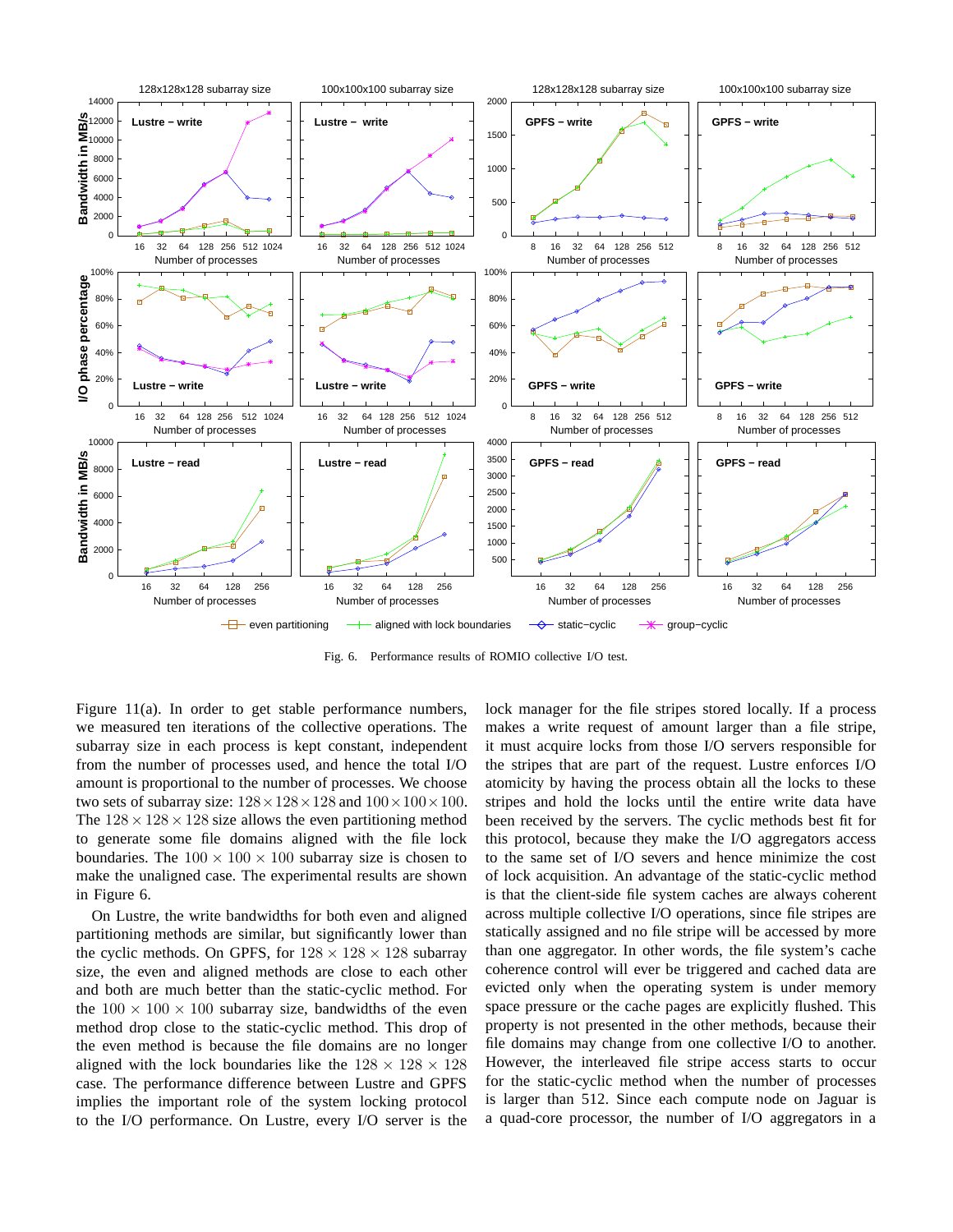Fig. 6. Performance results of ROMIO collective I/O test.

Figure 11(a). In order to get stable performance numbers, we measured ten iterations of the collective operations. The subarray size in each process is kept constant, independent from the number of processes used, and hence the total I/O amount is proportional to the number of processes. We choose two sets of subarray size: $128 \times 128 \times 128$ and $100 \times 100 \times 100$. The $128 \times 128 \times 128$ size allows the even partitioning method to generate some file domains aligned with the file lock boundaries. The $100 \times 100 \times 100$ subarray size is chosen to make the unaligned case. The experimental results are shown in Figure 6.

On Lustre, the write bandwidths for both even and aligned partitioning methods are similar, but significantly lower than the cyclic methods. On GPFS, for $128 \times 128 \times 128$ subarray size, the even and aligned methods are close to each other and both are much better than the static-cyclic method. For the $100 \times 100 \times 100$ subarray size, bandwidths of the even method drop close to the static-cyclic method. This drop of the even method is because the file domains are no longer aligned with the lock boundaries like the $128 \times 128 \times 128$ case. The performance difference between Lustre and GPFS implies the important role of the system locking protocol to the I/O performance. On Lustre, every I/O server is the lock manager for the file stripes stored locally. If a process makes a write request of amount larger than a file stripe, it must acquire locks from those I/O servers responsible for the stripes that are part of the request. Lustre enforces I/O atomicity by having the process obtain all the locks to these stripes and hold the locks until the entire write data have been received by the servers. The cyclic methods best fit for this protocol, because they make the I/O aggregators access to the same set of I/O severs and hence minimize the cost of lock acquisition. An advantage of the static-cyclic method is that the client-side file system caches are always coherent across multiple collective I/O operations, since file stripes are statically assigned and no file stripe will be accessed by more than one aggregator. In other words, the file system's cache coherence control will ever be triggered and cached data are evicted only when the operating system is under memory space pressure or the cache pages are explicitly flushed. This property is not presented in the other methods, because their file domains may change from one collective I/O to another. However, the interleaved file stripe access starts to occur for the static-cyclic method when the number of processes is larger than 512. Since each compute node on Jaguar is a quad-core processor, the number of I/O aggregators in a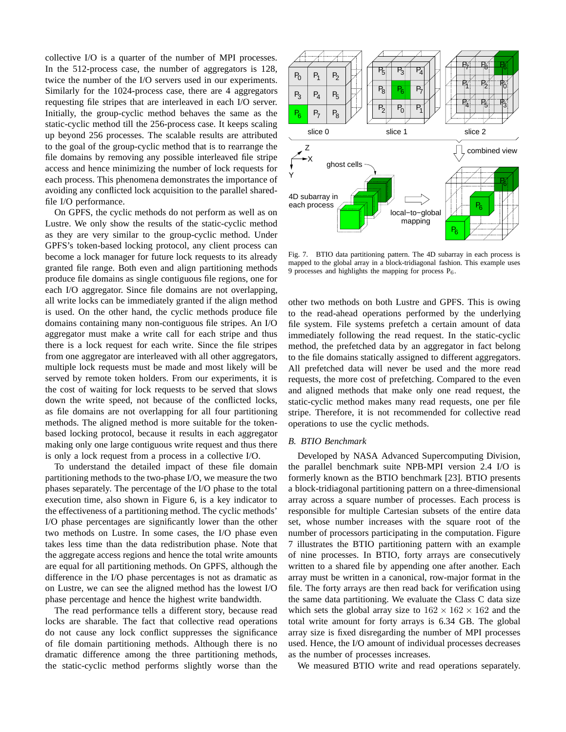collective I/O is a quarter of the number of MPI processes. In the 512-process case, the number of aggregators is 128, twice the number of the I/O servers used in our experiments. Similarly for the 1024-process case, there are 4 aggregators requesting file stripes that are interleaved in each I/O server. Initially, the group-cyclic method behaves the same as the static-cyclic method till the 256-process case. It keeps scaling up beyond 256 processes. The scalable results are attributed to the goal of the group-cyclic method that is to rearrange the file domains by removing any possible interleaved file stripe access and hence minimizing the number of lock requests for each process. This phenomena demonstrates the importance of avoiding any conflicted lock acquisition to the parallel shared-file I/O performance.

On GPFS, the cyclic methods do not perform as well as on Lustre. We only show the results of the static-cyclic method as they are very similar to the group-cyclic method. Under GPFS's token-based locking protocol, any client process can become a lock manager for future lock requests to its already granted file range. Both even and align partitioning methods produce file domains as single contiguous file regions, one for each I/O aggregator. Since file domains are not overlapping, all write locks can be immediately granted if the align method is used. On the other hand, the cyclic methods produce file domains containing many non-contiguous file stripes. An I/O aggregator must make a write call for each stripe and thus there is a lock request for each write. Since the file stripes from one aggregator are interleaved with all other aggregators, multiple lock requests must be made and most likely will be served by remote token holders. From our experiments, it is the cost of waiting for lock requests to be served that slows down the write speed, not because of the conflicted locks, as file domains are not overlapping for all four partitioning methods. The aligned method is more suitable for the token-based locking protocol, because it results in each aggregator making only one large contiguous write request and thus there is only a lock request from a process in a collective I/O.

To understand the detailed impact of these file domain partitioning methods to the two-phase I/O, we measure the two phases separately. The percentage of the I/O phase to the total execution time, also shown in Figure 6, is a key indicator to the effectiveness of a partitioning method. The cyclic methods' I/O phase percentages are significantly lower than the other two methods on Lustre. In some cases, the I/O phase even takes less time than the data redistribution phase. Note that the aggregate access regions and hence the total write amounts are equal for all partitioning methods. On GPFS, although the difference in the I/O phase percentages is not as dramatic as on Lustre, we can see the aligned method has the lowest I/O phase percentage and hence the highest write bandwidth.

The read performance tells a different story, because read locks are sharable. The fact that collective read operations do not cause any lock conflict suppresses the significance of file domain partitioning methods. Although there is no dramatic difference among the three partitioning methods, the static-cyclic method performs slightly worse than the other two methods on both Lustre and GPFS. This is owing to the read-ahead operations performed by the underlying file system. File systems prefetch a certain amount of data immediately following the read request. In the static-cyclic method, the prefetched data by an aggregator in fact belong to the file domains statically assigned to different aggregators. All prefetched data will never be used and the more read requests, the more cost of prefetching. Compared to the even and aligned methods that make only one read request, the static-cyclic method makes many read requests, one per file stripe. Therefore, it is not recommended for collective read operations to use the cyclic methods.

slice 0
slice 1
slice 2
combined view
ghost cells
4D subarray in each process
local−to−global mapping

Fig. 7. BTIO data partitioning pattern. The 4D subarray in each process is mapped to the global array in a block-tridiagonal fashion. This example uses 9 processes and highlights the mapping for process $P_6$.

### B. BTIO Benchmark

Developed by NASA Advanced Supercomputing Division, the parallel benchmark suite NPB-MPI version 2.4 I/O is formerly known as the BTIO benchmark [23]. BTIO presents a block-tridiagonal partitioning pattern on a three-dimensional array across a square number of processes. Each process is responsible for multiple Cartesian subsets of the entire data set, whose number increases with the square root of the number of processors participating in the computation. Figure 7 illustrates the BTIO partitioning pattern with an example of nine processes. In BTIO, forty arrays are consecutively written to a shared file by appending one after another. Each array must be written in a canonical, row-major format in the file. The forty arrays are then read back for verification using the same data partitioning. We evaluate the Class C data size which sets the global array size to $162 \times 162 \times 162$ and the total write amount for forty arrays is 6.34 GB. The global array size is fixed disregarding the number of MPI processes used. Hence, the I/O amount of individual processes decreases as the number of processes increases.

We measured BTIO write and read operations separately.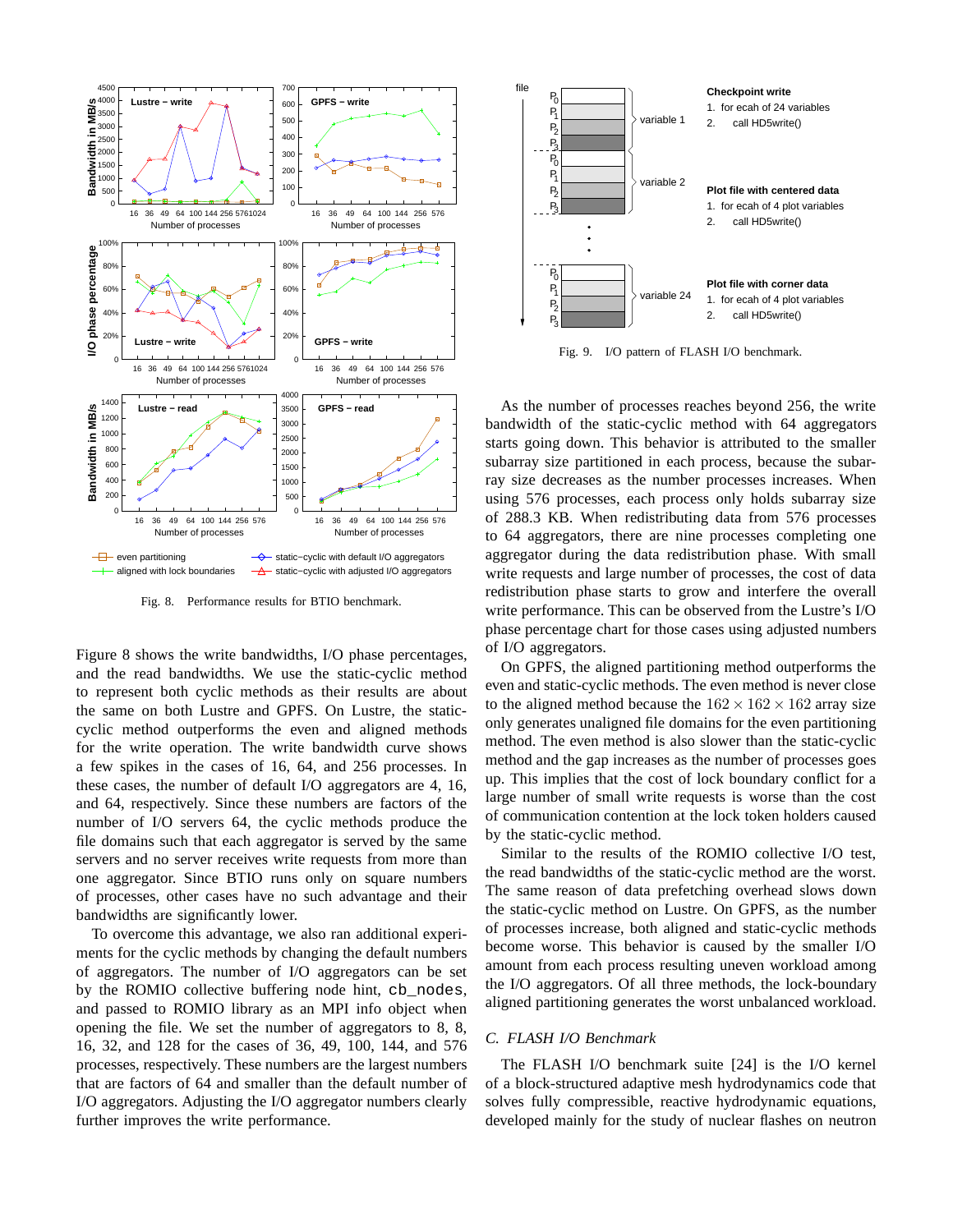Lustre – write

Bandwidth in MB/s

4500 4000 3500 3000 2500 2000 1500 1000 500 0

16 36 49 64 100 144 256 5761024

Number of processes

GPFS – write

700 600 500 400 300 200 100 0

16 36 49 64 100 144 256 576

Number of processes

I/O phase percentage

100% 80% 60% 40% 20% 0

Lustre – write

16 36 49 64 100 144 256 5761024

Number of processes

GPFS – write

100% 80% 60% 40% 20% 0

16 36 49 64 100 144 256 576

Number of processes

Lustre – read

Bandwidth in MB/s

1400 1200 1000 800 600 400 200 0

16 36 49 64 100 144 256 576

Number of processes

GPFS – read

4000 3500 3000 2500 2000 1500 1000 500 0

16 36 49 64 100 144 256 576

Number of processes

even partitioning
aligned with lock boundaries
static–cyclic with default I/O aggregators
static–cyclic with adjusted I/O aggregators

Fig. 8. Performance results for BTIO benchmark.

Figure 8 shows the write bandwidths, I/O phase percentages, and the read bandwidths. We use the static-cyclic method to represent both cyclic methods as their results are about the same on both Lustre and GPFS. On Lustre, the static-cyclic method outperforms the even and aligned methods for the write operation. The write bandwidth curve shows a few spikes in the cases of 16, 64, and 256 processes. In these cases, the number of default I/O aggregators are 4, 16, and 64, respectively. Since these numbers are factors of the number of I/O servers 64, the cyclic methods produce the file domains such that each aggregator is served by the same servers and no server receives write requests from more than one aggregator. Since BTIO runs only on square numbers of processes, other cases have no such advantage and their bandwidths are significantly lower.

To overcome this advantage, we also ran additional experiments for the cyclic methods by changing the default numbers of aggregators. The number of I/O aggregators can be set by the ROMIO collective buffering node hint, cb_nodes, and passed to ROMIO library as an MPI info object when opening the file. We set the number of aggregators to 8, 8, 16, 32, and 128 for the cases of 36, 49, 100, 144, and 576 processes, respectively. These numbers are the largest numbers that are factors of 64 and smaller than the default number of I/O aggregators. Adjusting the I/O aggregator numbers clearly further improves the write performance.

file

$P_0$ $P_1$ $P_2$ $P_3$ variable 1

$P_0$ $P_1$ $P_2$ $P_3$ variable 2

$P_0$ $P_1$ $P_2$ $P_3$ variable 24

**Checkpoint write**
1. for ecah of 24 variables
2. call HD5write()

**Plot file with centered data**
1. for ecah of 4 plot variables
2. call HD5write()

**Plot file with corner data**
1. for ecah of 4 plot variables
2. call HD5write()

Fig. 9. I/O pattern of FLASH I/O benchmark.

As the number of processes reaches beyond 256, the write bandwidth of the static-cyclic method with 64 aggregators starts going down. This behavior is attributed to the smaller subarray size partitioned in each process, because the subarray size decreases as the number processes increases. When using 576 processes, each process only holds subarray size of 288.3 KB. When redistributing data from 576 processes to 64 aggregators, there are nine processes completing one aggregator during the data redistribution phase. With small write requests and large number of processes, the cost of data redistribution phase starts to grow and interfere the overall write performance. This can be observed from the Lustre's I/O phase percentage chart for those cases using adjusted numbers of I/O aggregators.

On GPFS, the aligned partitioning method outperforms the even and static-cyclic methods. The even method is never close to the aligned method because the $162 \times 162 \times 162$ array size only generates unaligned file domains for the even partitioning method. The even method is also slower than the static-cyclic method and the gap increases as the number of processes goes up. This implies that the cost of lock boundary conflict for a large number of small write requests is worse than the cost of communication contention at the lock token holders caused by the static-cyclic method.

Similar to the results of the ROMIO collective I/O test, the read bandwidths of the static-cyclic method are the worst. The same reason of data prefetching overhead slows down the static-cyclic method on Lustre. On GPFS, as the number of processes increase, both aligned and static-cyclic methods become worse. This behavior is caused by the smaller I/O amount from each process resulting uneven workload among the I/O aggregators. Of all three methods, the lock-boundary aligned partitioning generates the worst unbalanced workload.

### C. FLASH I/O Benchmark

The FLASH I/O benchmark suite [24] is the I/O kernel of a block-structured adaptive mesh hydrodynamics code that solves fully compressible, reactive hydrodynamic equations, developed mainly for the study of nuclear flashes on neutron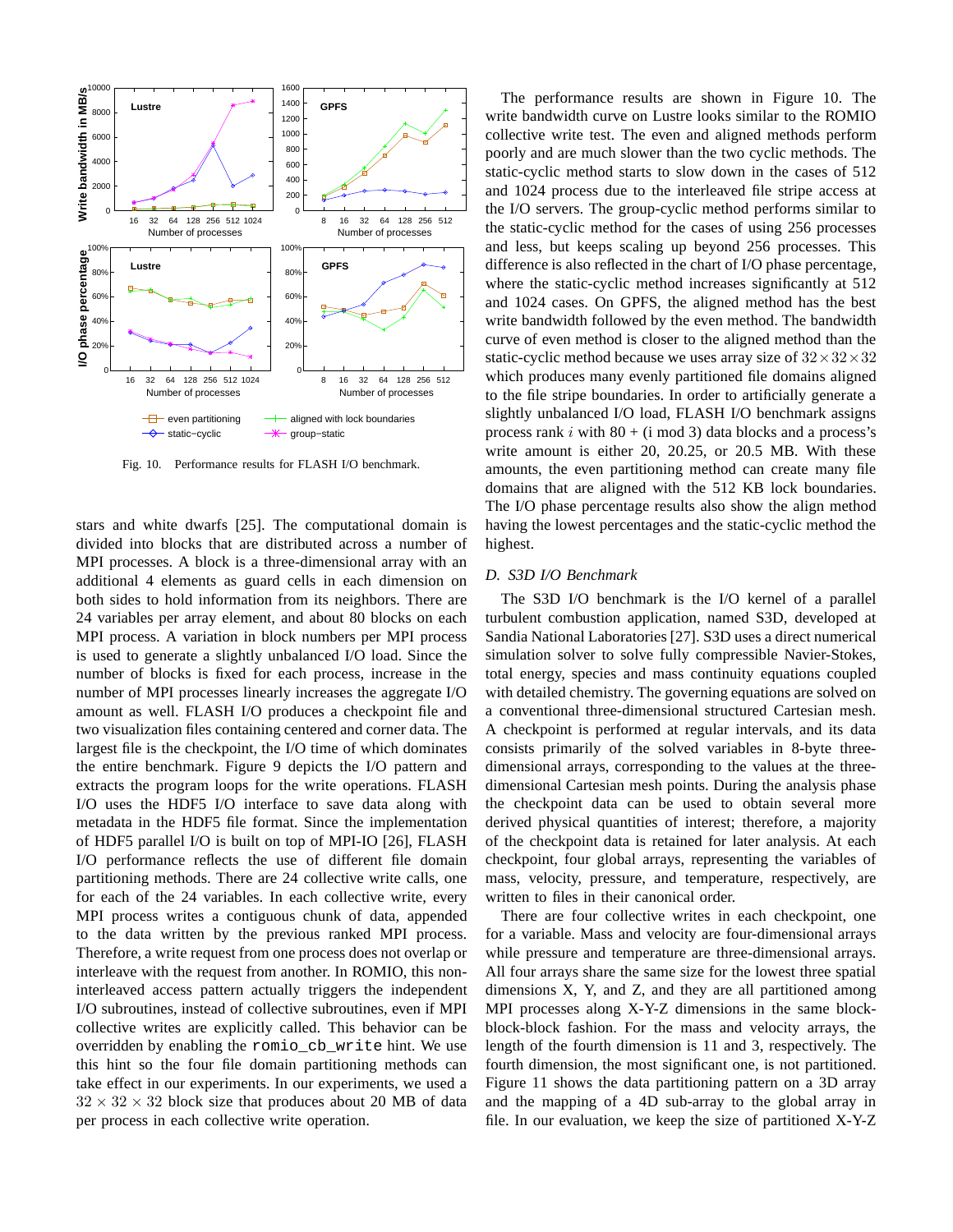Fig. 10. Performance results for FLASH I/O benchmark.

stars and white dwarfs [25]. The computational domain is divided into blocks that are distributed across a number of MPI processes. A block is a three-dimensional array with an additional 4 elements as guard cells in each dimension on both sides to hold information from its neighbors. There are 24 variables per array element, and about 80 blocks on each MPI process. A variation in block numbers per MPI process is used to generate a slightly unbalanced I/O load. Since the number of blocks is fixed for each process, increase in the number of MPI processes linearly increases the aggregate I/O amount as well. FLASH I/O produces a checkpoint file and two visualization files containing centered and corner data. The largest file is the checkpoint, the I/O time of which dominates the entire benchmark. Figure 9 depicts the I/O pattern and extracts the program loops for the write operations. FLASH I/O uses the HDF5 I/O interface to save data along with metadata in the HDF5 file format. Since the implementation of HDF5 parallel I/O is built on top of MPI-IO [26], FLASH I/O performance reflects the use of different file domain partitioning methods. There are 24 collective write calls, one for each of the 24 variables. In each collective write, every MPI process writes a contiguous chunk of data, appended to the data written by the previous ranked MPI process. Therefore, a write request from one process does not overlap or interleave with the request from another. In ROMIO, this non-interleaved access pattern actually triggers the independent I/O subroutines, instead of collective subroutines, even if MPI collective writes are explicitly called. This behavior can be overridden by enabling the `romio_cb_write` hint. We use this hint so the four file domain partitioning methods can take effect in our experiments. In our experiments, we used a $32 \times 32 \times 32$ block size that produces about 20 MB of data per process in each collective write operation.

The performance results are shown in Figure 10. The write bandwidth curve on Lustre looks similar to the ROMIO collective write test. The even and aligned methods perform poorly and are much slower than the two cyclic methods. The static-cyclic method starts to slow down in the cases of 512 and 1024 process due to the interleaved file stripe access at the I/O servers. The group-cyclic method performs similar to the static-cyclic method for the cases of using 256 processes and less, but keeps scaling up beyond 256 processes. This difference is also reflected in the chart of I/O phase percentage, where the static-cyclic method increases significantly at 512 and 1024 cases. On GPFS, the aligned method has the best write bandwidth followed by the even method. The bandwidth curve of even method is closer to the aligned method than the static-cyclic method because we uses array size of $32 \times 32 \times 32$ which produces many evenly partitioned file domains aligned to the file stripe boundaries. In order to artificially generate a slightly unbalanced I/O load, FLASH I/O benchmark assigns process rank $i$ with 80 + (i mod 3) data blocks and a process's write amount is either 20, 20.25, or 20.5 MB. With these amounts, the even partitioning method can create many file domains that are aligned with the 512 KB lock boundaries. The I/O phase percentage results also show the align method having the lowest percentages and the static-cyclic method the highest.

### D. S3D I/O Benchmark

The S3D I/O benchmark is the I/O kernel of a parallel turbulent combustion application, named S3D, developed at Sandia National Laboratories [27]. S3D uses a direct numerical simulation solver to solve fully compressible Navier-Stokes, total energy, species and mass continuity equations coupled with detailed chemistry. The governing equations are solved on a conventional three-dimensional structured Cartesian mesh. A checkpoint is performed at regular intervals, and its data consists primarily of the solved variables in 8-byte three-dimensional arrays, corresponding to the values at the three-dimensional Cartesian mesh points. During the analysis phase the checkpoint data can be used to obtain several more derived physical quantities of interest; therefore, a majority of the checkpoint data is retained for later analysis. At each checkpoint, four global arrays, representing the variables of mass, velocity, pressure, and temperature, respectively, are written to files in their canonical order.

There are four collective writes in each checkpoint, one for a variable. Mass and velocity are four-dimensional arrays while pressure and temperature are three-dimensional arrays. All four arrays share the same size for the lowest three spatial dimensions X, Y, and Z, and they are all partitioned among MPI processes along X-Y-Z dimensions in the same block-block-block fashion. For the mass and velocity arrays, the length of the fourth dimension is 11 and 3, respectively. The fourth dimension, the most significant one, is not partitioned. Figure 11 shows the data partitioning pattern on a 3D array and the mapping of a 4D sub-array to the global array in file. In our evaluation, we keep the size of partitioned X-Y-Z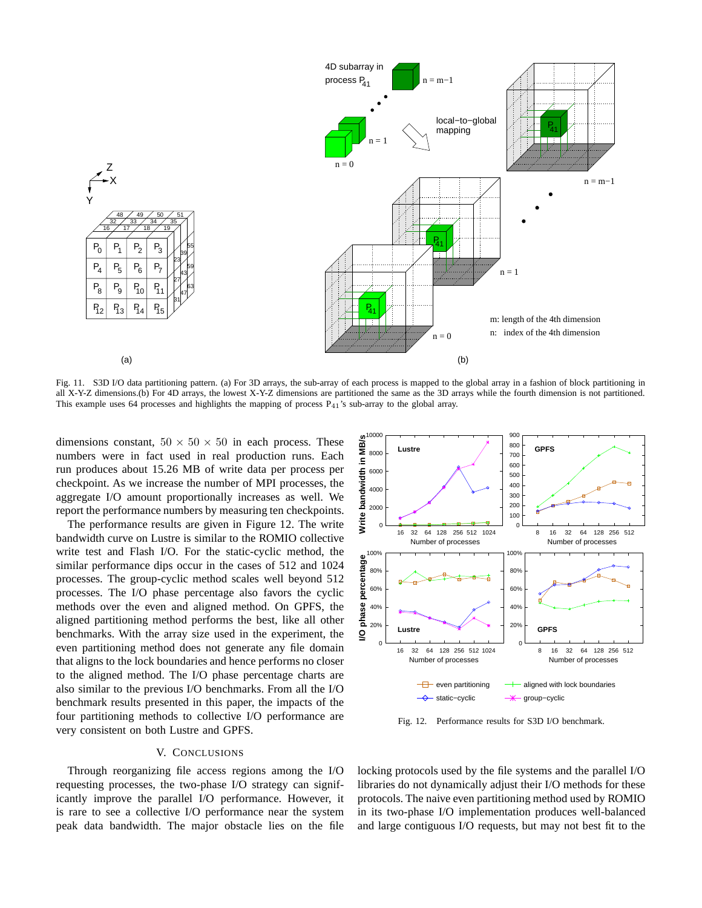Fig. 11. S3D I/O data partitioning pattern. (a) For 3D arrays, the sub-array of each process is mapped to the global array in a fashion of block partitioning in all X-Y-Z dimensions.(b) For 4D arrays, the lowest X-Y-Z dimensions are partitioned the same as the 3D arrays while the fourth dimension is not partitioned. This example uses 64 processes and highlights the mapping of process $P_{41}$'s sub-array to the global array.

dimensions constant, $50 \times 50 \times 50$ in each process. These numbers were in fact used in real production runs. Each run produces about 15.26 MB of write data per process per checkpoint. As we increase the number of MPI processes, the aggregate I/O amount proportionally increases as well. We report the performance numbers by measuring ten checkpoints.

The performance results are given in Figure 12. The write bandwidth curve on Lustre is similar to the ROMIO collective write test and Flash I/O. For the static-cyclic method, the similar performance dips occur in the cases of 512 and 1024 processes. The group-cyclic method scales well beyond 512 processes. The I/O phase percentage also favors the cyclic methods over the even and aligned method. On GPFS, the aligned partitioning method performs the best, like all other benchmarks. With the array size used in the experiment, the even partitioning method does not generate any file domain that aligns to the lock boundaries and hence performs no closer to the aligned method. The I/O phase percentage charts are also similar to the previous I/O benchmarks. From all the I/O benchmark results presented in this paper, the impacts of the four partitioning methods to collective I/O performance are very consistent on both Lustre and GPFS.

Fig. 12. Performance results for S3D I/O benchmark.

## V. Conclusions

Through reorganizing file access regions among the I/O requesting processes, the two-phase I/O strategy can significantly improve the parallel I/O performance. However, it is rare to see a collective I/O performance near the system peak data bandwidth. The major obstacle lies on the file locking protocols used by the file systems and the parallel I/O libraries do not dynamically adjust their I/O methods for these protocols. The naive even partitioning method used by ROMIO in its two-phase I/O implementation produces well-balanced and large contiguous I/O requests, but may not best fit to the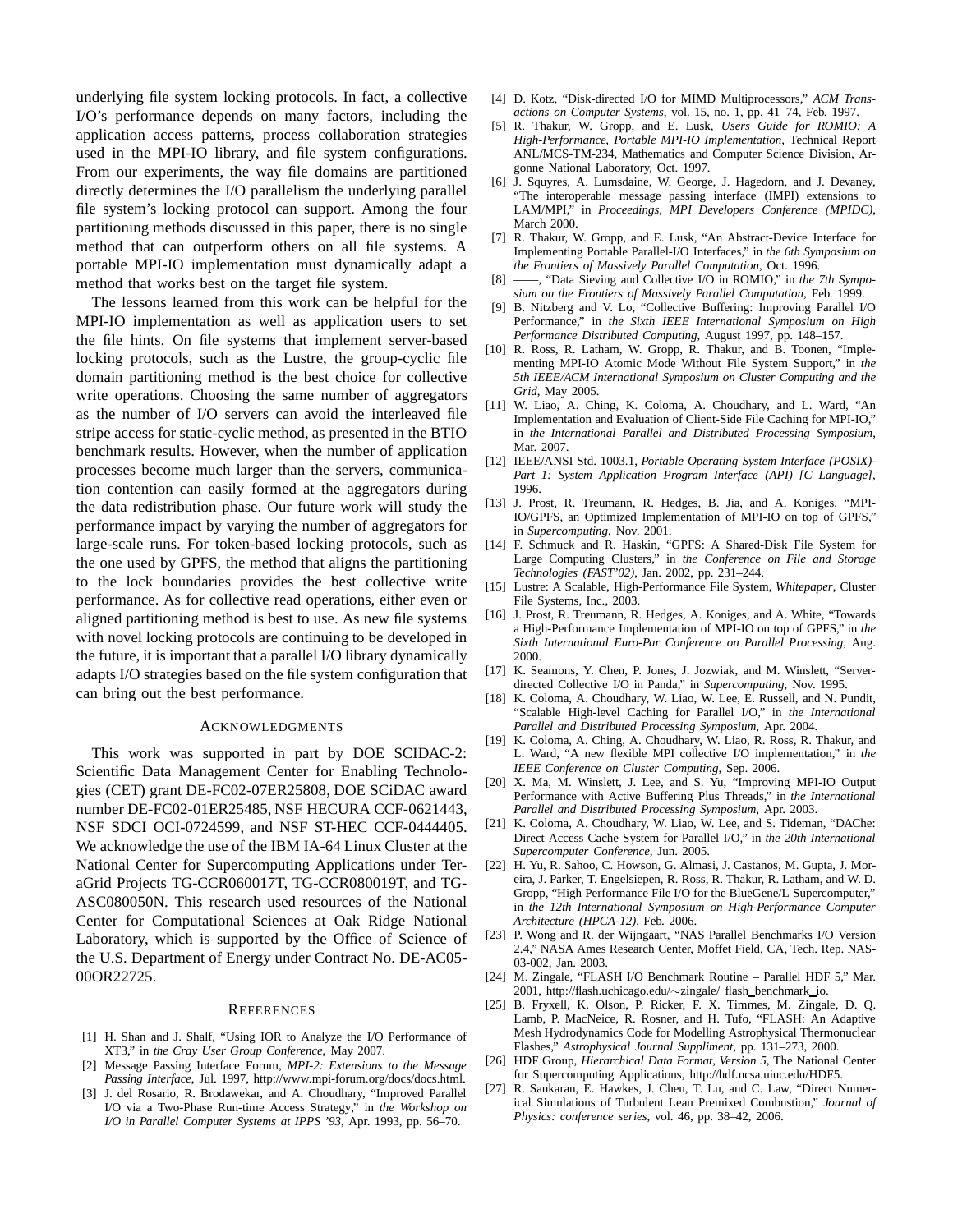underlying file system locking protocols. In fact, a collective I/O's performance depends on many factors, including the application access patterns, process collaboration strategies used in the MPI-IO library, and file system configurations. From our experiments, the way file domains are partitioned directly determines the I/O parallelism the underlying parallel file system's locking protocol can support. Among the four partitioning methods discussed in this paper, there is no single method that can outperform others on all file systems. A portable MPI-IO implementation must dynamically adapt a method that works best on the target file system.

The lessons learned from this work can be helpful for the MPI-IO implementation as well as application users to set the file hints. On file systems that implement server-based locking protocols, such as the Lustre, the group-cyclic file domain partitioning method is the best choice for collective write operations. Choosing the same number of aggregators as the number of I/O servers can avoid the interleaved file stripe access for static-cyclic method, as presented in the BTIO benchmark results. However, when the number of application processes become much larger than the servers, communication contention can easily formed at the aggregators during the data redistribution phase. Our future work will study the performance impact by varying the number of aggregators for large-scale runs. For token-based locking protocols, such as the one used by GPFS, the method that aligns the partitioning to the lock boundaries provides the best collective write performance. As for collective read operations, either even or aligned partitioning method is best to use. As new file systems with novel locking protocols are continuing to be developed in the future, it is important that a parallel I/O library dynamically adapts I/O strategies based on the file system configuration that can bring out the best performance.

## Acknowledgments

This work was supported in part by DOE SCIDAC-2: Scientific Data Management Center for Enabling Technologies (CET) grant DE-FC02-07ER25808, DOE SCiDAC award number DE-FC02-01ER25485, NSF HECURA CCF-0621443, NSF SDCI OCI-0724599, and NSF ST-HEC CCF-0444405. We acknowledge the use of the IBM IA-64 Linux Cluster at the National Center for Supercomputing Applications under TeraGrid Projects TG-CCR060017T, TG-CCR080019T, and TG-ASC080050N. This research used resources of the National Center for Computational Sciences at Oak Ridge National Laboratory, which is supported by the Office of Science of the U.S. Department of Energy under Contract No. DE-AC05-00OR22725.

## References

[1] H. Shan and J. Shalf, "Using IOR to Analyze the I/O Performance of XT3," in *the Cray User Group Conference*, May 2007.

[2] Message Passing Interface Forum, *MPI-2: Extensions to the Message Passing Interface*, Jul. 1997, http://www.mpi-forum.org/docs/docs.html.

[3] J. del Rosario, R. Brodawekar, and A. Choudhary, "Improved Parallel I/O via a Two-Phase Run-time Access Strategy," in *the Workshop on I/O in Parallel Computer Systems at IPPS '93*, Apr. 1993, pp. 56–70.

[4] D. Kotz, "Disk-directed I/O for MIMD Multiprocessors," *ACM Transactions on Computer Systems*, vol. 15, no. 1, pp. 41–74, Feb. 1997.

[5] R. Thakur, W. Gropp, and E. Lusk, *Users Guide for ROMIO: A High-Performance, Portable MPI-IO Implementation*, Technical Report ANL/MCS-TM-234, Mathematics and Computer Science Division, Argonne National Laboratory, Oct. 1997.

[6] J. Squyres, A. Lumsdaine, W. George, J. Hagedorn, and J. Devaney, "The interoperable message passing interface (IMPI) extensions to LAM/MPI," in *Proceedings, MPI Developers Conference (MPIDC)*, March 2000.

[7] R. Thakur, W. Gropp, and E. Lusk, "An Abstract-Device Interface for Implementing Portable Parallel-I/O Interfaces," in *the 6th Symposium on the Frontiers of Massively Parallel Computation*, Oct. 1996.

[8] ——, "Data Sieving and Collective I/O in ROMIO," in *the 7th Symposium on the Frontiers of Massively Parallel Computation*, Feb. 1999.

[9] B. Nitzberg and V. Lo, "Collective Buffering: Improving Parallel I/O Performance," in *the Sixth IEEE International Symposium on High Performance Distributed Computing*, August 1997, pp. 148–157.

[10] R. Ross, R. Latham, W. Gropp, R. Thakur, and B. Toonen, "Implementing MPI-IO Atomic Mode Without File System Support," in *the 5th IEEE/ACM International Symposium on Cluster Computing and the Grid*, May 2005.

[11] W. Liao, A. Ching, K. Coloma, A. Choudhary, and L. Ward, "An Implementation and Evaluation of Client-Side File Caching for MPI-IO," in *the International Parallel and Distributed Processing Symposium*, Mar. 2007.

[12] IEEE/ANSI Std. 1003.1, *Portable Operating System Interface (POSIX)-Part 1: System Application Program Interface (API) [C Language]*, 1996.

[13] J. Prost, R. Treumann, R. Hedges, B. Jia, and A. Koniges, "MPI-IO/GPFS, an Optimized Implementation of MPI-IO on top of GPFS," in *Supercomputing*, Nov. 2001.

[14] F. Schmuck and R. Haskin, "GPFS: A Shared-Disk File System for Large Computing Clusters," in *the Conference on File and Storage Technologies (FAST'02)*, Jan. 2002, pp. 231–244.

[15] Lustre: A Scalable, High-Performance File System, *Whitepaper*, Cluster File Systems, Inc., 2003.

[16] J. Prost, R. Treumann, R. Hedges, A. Koniges, and A. White, "Towards a High-Performance Implementation of MPI-IO on top of GPFS," in *the Sixth International Euro-Par Conference on Parallel Processing*, Aug. 2000.

[17] K. Seamons, Y. Chen, P. Jones, J. Jozwiak, and M. Winslett, "Server-directed Collective I/O in Panda," in *Supercomputing*, Nov. 1995.

[18] K. Coloma, A. Choudhary, W. Liao, W. Lee, E. Russell, and N. Pundit, "Scalable High-level Caching for Parallel I/O," in *the International Parallel and Distributed Processing Symposium*, Apr. 2004.

[19] K. Coloma, A. Ching, A. Choudhary, W. Liao, R. Ross, R. Thakur, and L. Ward, "A new flexible MPI collective I/O implementation," in *the IEEE Conference on Cluster Computing*, Sep. 2006.

[20] X. Ma, M. Winslett, J. Lee, and S. Yu, "Improving MPI-IO Output Performance with Active Buffering Plus Threads," in *the International Parallel and Distributed Processing Symposium*, Apr. 2003.

[21] K. Coloma, A. Choudhary, W. Liao, W. Lee, and S. Tideman, "DAChe: Direct Access Cache System for Parallel I/O," in *the 20th International Supercomputer Conference*, Jun. 2005.

[22] H. Yu, R. Sahoo, C. Howson, G. Almasi, J. Castanos, M. Gupta, J. Moreira, J. Parker, T. Engelsiepen, R. Ross, R. Thakur, R. Latham, and W. D. Gropp, "High Performance File I/O for the BlueGene/L Supercomputer," in *the 12th International Symposium on High-Performance Computer Architecture (HPCA-12)*, Feb. 2006.

[23] P. Wong and R. der Wijngaart, "NAS Parallel Benchmarks I/O Version 2.4," NASA Ames Research Center, Moffet Field, CA, Tech. Rep. NAS-03-002, Jan. 2003.

[24] M. Zingale, "FLASH I/O Benchmark Routine – Parallel HDF 5," Mar. 2001, http://flash.uchicago.edu/∼zingale/ flash_benchmark_io.

[25] B. Fryxell, K. Olson, P. Ricker, F. X. Timmes, M. Zingale, D. Q. Lamb, P. MacNeice, R. Rosner, and H. Tufo, "FLASH: An Adaptive Mesh Hydrodynamics Code for Modelling Astrophysical Thermonuclear Flashes," *Astrophysical Journal Suppliment*, pp. 131–273, 2000.

[26] HDF Group, *Hierarchical Data Format, Version 5*, The National Center for Supercomputing Applications, http://hdf.ncsa.uiuc.edu/HDF5.

[27] R. Sankaran, E. Hawkes, J. Chen, T. Lu, and C. Law, "Direct Numerical Simulations of Turbulent Lean Premixed Combustion," *Journal of Physics: conference series*, vol. 46, pp. 38–42, 2006.